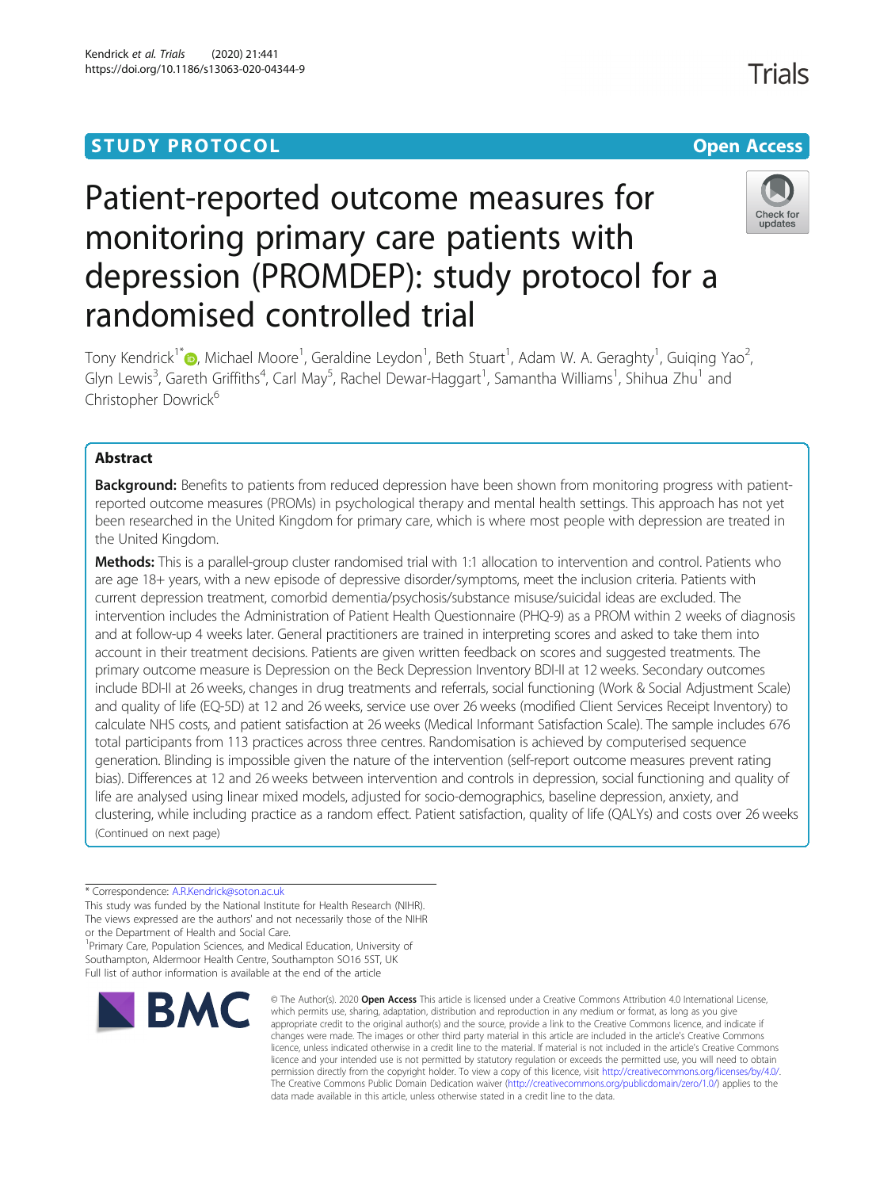STUDY PROTOCOL

Open Access

# Patient-reported outcome measures for monitoring primary care patients with depression (PROMDEP): study protocol for a randomised controlled trial

Tony Kendrick[1*], Michael Moore[1], Geraldine Leydon[1], Beth Stuart[1], Adam W. A. Geraghty[1], Guiqing Yao[2], Glyn Lewis[3], Gareth Griffiths[4], Carl May[5], Rachel Dewar-Haggart[1], Samantha Williams[1], Shihua Zhu[1] and Christopher Dowrick[6]

## Abstract

**Background:** Benefits to patients from reduced depression have been shown from monitoring progress with patient-reported outcome measures (PROMs) in psychological therapy and mental health settings. This approach has not yet been researched in the United Kingdom for primary care, which is where most people with depression are treated in the United Kingdom.

**Methods:** This is a parallel-group cluster randomised trial with 1:1 allocation to intervention and control. Patients who are age 18+ years, with a new episode of depressive disorder/symptoms, meet the inclusion criteria. Patients with current depression treatment, comorbid dementia/psychosis/substance misuse/suicidal ideas are excluded. The intervention includes the Administration of Patient Health Questionnaire (PHQ-9) as a PROM within 2 weeks of diagnosis and at follow-up 4 weeks later. General practitioners are trained in interpreting scores and asked to take them into account in their treatment decisions. Patients are given written feedback on scores and suggested treatments. The primary outcome measure is Depression on the Beck Depression Inventory BDI-II at 12 weeks. Secondary outcomes include BDI-II at 26 weeks, changes in drug treatments and referrals, social functioning (Work & Social Adjustment Scale) and quality of life (EQ-5D) at 12 and 26 weeks, service use over 26 weeks (modified Client Services Receipt Inventory) to calculate NHS costs, and patient satisfaction at 26 weeks (Medical Informant Satisfaction Scale). The sample includes 676 total participants from 113 practices across three centres. Randomisation is achieved by computerised sequence generation. Blinding is impossible given the nature of the intervention (self-report outcome measures prevent rating bias). Differences at 12 and 26 weeks between intervention and controls in depression, social functioning and quality of life are analysed using linear mixed models, adjusted for socio-demographics, baseline depression, anxiety, and clustering, while including practice as a random effect. Patient satisfaction, quality of life (QALYs) and costs over 26 weeks

(Continued on next page)

---

* Correspondence: A.R.Kendrick@soton.ac.uk

This study was funded by the National Institute for Health Research (NIHR). The views expressed are the authors' and not necessarily those of the NIHR or the Department of Health and Social Care.

[1]Primary Care, Population Sciences, and Medical Education, University of Southampton, Aldermoor Health Centre, Southampton SO16 5ST, UK

Full list of author information is available at the end of the article

© The Author(s). 2020 **Open Access** This article is licensed under a Creative Commons Attribution 4.0 International License, which permits use, sharing, adaptation, distribution and reproduction in any medium or format, as long as you give appropriate credit to the original author(s) and the source, provide a link to the Creative Commons licence, and indicate if changes were made. The images or other third party material in this article are included in the article's Creative Commons licence, unless indicated otherwise in a credit line to the material. If material is not included in the article's Creative Commons licence and your intended use is not permitted by statutory regulation or exceeds the permitted use, you will need to obtain permission directly from the copyright holder. To view a copy of this licence, visit http://creativecommons.org/licenses/by/4.0/. The Creative Commons Public Domain Dedication waiver (http://creativecommons.org/publicdomain/zero/1.0/) applies to the data made available in this article, unless otherwise stated in a credit line to the data.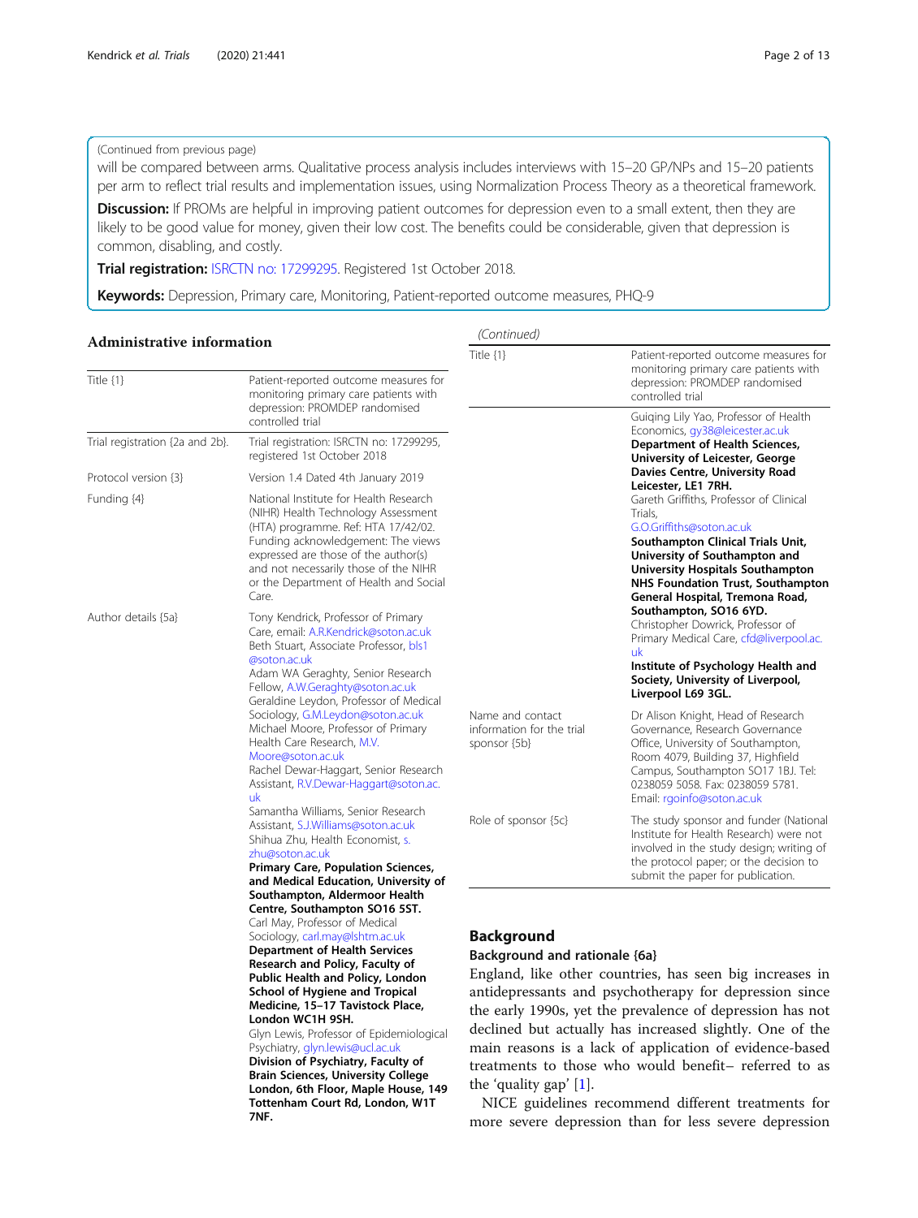(Continued from previous page)

will be compared between arms. Qualitative process analysis includes interviews with 15–20 GP/NPs and 15–20 patients per arm to reflect trial results and implementation issues, using Normalization Process Theory as a theoretical framework.

**Discussion:** If PROMs are helpful in improving patient outcomes for depression even to a small extent, then they are likely to be good value for money, given their low cost. The benefits could be considerable, given that depression is common, disabling, and costly.

**Trial registration:** ISRCTN no: 17299295. Registered 1st October 2018.

**Keywords:** Depression, Primary care, Monitoring, Patient-reported outcome measures, PHQ-9

## Administrative information

| | |
|---|---|
| Title {1} | Patient-reported outcome measures for monitoring primary care patients with depression: PROMDEP randomised controlled trial |
| Trial registration {2a and 2b}. | Trial registration: ISRCTN no: 17299295, registered 1st October 2018 |
| Protocol version {3} | Version 1.4 Dated 4th January 2019 |
| Funding {4} | National Institute for Health Research (NIHR) Health Technology Assessment (HTA) programme. Ref: HTA 17/42/02. Funding acknowledgement: The views expressed are those of the author(s) and not necessarily those of the NIHR or the Department of Health and Social Care. |
| Author details {5a} | Tony Kendrick, Professor of Primary Care, email: A.R.Kendrick@soton.ac.uk Beth Stuart, Associate Professor, bls1@soton.ac.uk Adam WA Geraghty, Senior Research Fellow, A.W.Geraghty@soton.ac.uk Geraldine Leydon, Professor of Medical Sociology, G.M.Leydon@soton.ac.uk Michael Moore, Professor of Primary Health Care Research, M.V.Moore@soton.ac.uk Rachel Dewar-Haggart, Senior Research Assistant, R.V.Dewar-Haggart@soton.ac.uk Samantha Williams, Senior Research Assistant, S.J.Williams@soton.ac.uk Shihua Zhu, Health Economist, s.zhu@soton.ac.uk **Primary Care, Population Sciences, and Medical Education, University of Southampton, Aldermoor Health Centre, Southampton SO16 5ST.** Carl May, Professor of Medical Sociology, carl.may@lshtm.ac.uk **Department of Health Services Research and Policy, Faculty of Public Health and Policy, London School of Hygiene and Tropical Medicine, 15–17 Tavistock Place, London WC1H 9SH.** Glyn Lewis, Professor of Epidemiological Psychiatry, glyn.lewis@ucl.ac.uk **Division of Psychiatry, Faculty of Brain Sciences, University College London, 6th Floor, Maple House, 149 Tottenham Court Rd, London, W1T 7NF.** Guiqing Lily Yao, Professor of Health Economics, gy38@leicester.ac.uk **Department of Health Sciences, University of Leicester, George Davies Centre, University Road Leicester, LE1 7RH.** Gareth Griffiths, Professor of Clinical Trials, G.O.Griffiths@soton.ac.uk **Southampton Clinical Trials Unit, University of Southampton and University Hospitals Southampton NHS Foundation Trust, Southampton General Hospital, Tremona Road, Southampton, SO16 6YD.** Christopher Dowrick, Professor of Primary Medical Care, cfd@liverpool.ac.uk **Institute of Psychology Health and Society, University of Liverpool, Liverpool L69 3GL.** |
| Name and contact information for the trial sponsor {5b} | Dr Alison Knight, Head of Research Governance, Research Governance Office, University of Southampton, Room 4079, Building 37, Highfield Campus, Southampton SO17 1BJ. Tel: 0238059 5058. Fax: 0238059 5781. Email: rgoinfo@soton.ac.uk |
| Role of sponsor {5c} | The study sponsor and funder (National Institute for Health Research) were not involved in the study design; writing of the protocol paper; or the decision to submit the paper for publication. |

## Background

### Background and rationale {6a}

England, like other countries, has seen big increases in antidepressants and psychotherapy for depression since the early 1990s, yet the prevalence of depression has not declined but actually has increased slightly. One of the main reasons is a lack of application of evidence-based treatments to those who would benefit– referred to as the 'quality gap' [1].

NICE guidelines recommend different treatments for more severe depression than for less severe depression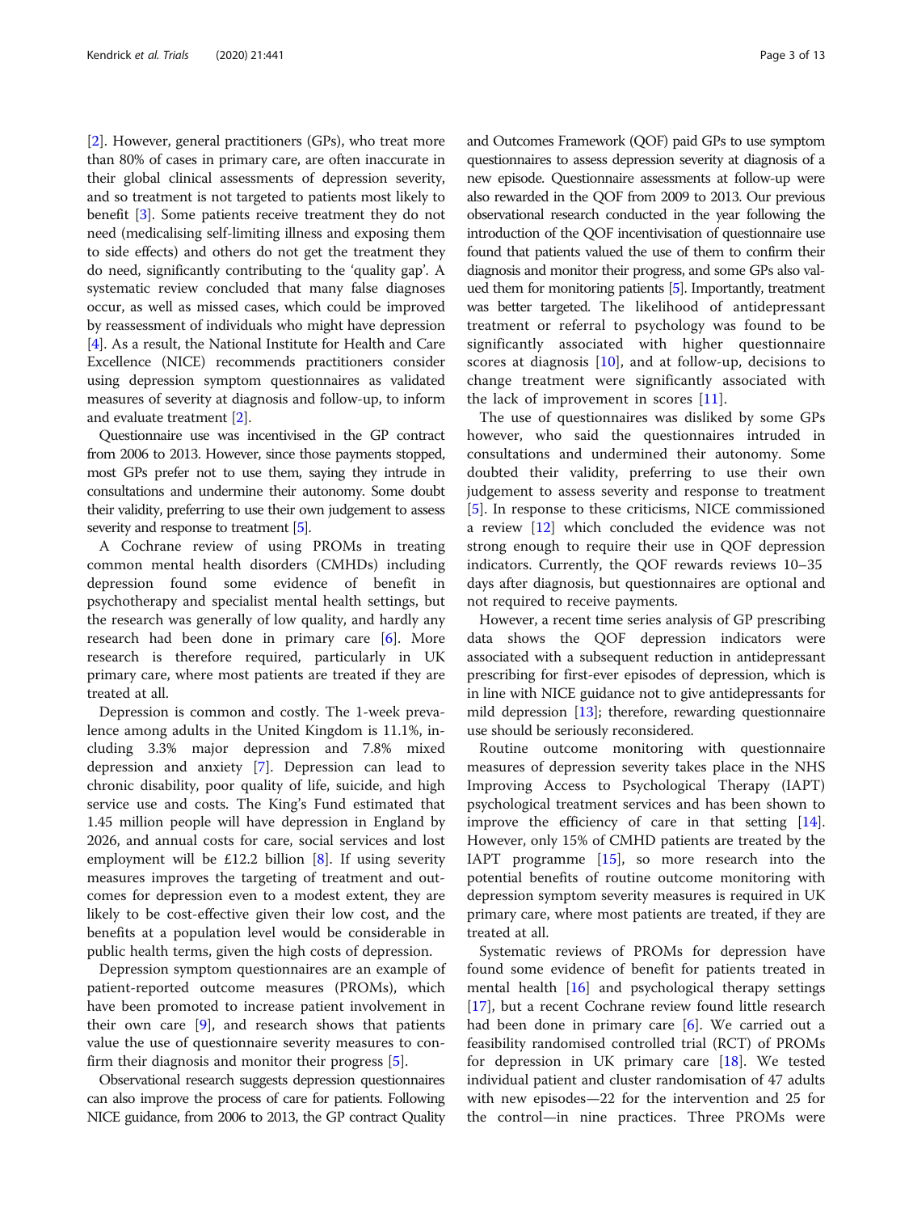[2]. However, general practitioners (GPs), who treat more than 80% of cases in primary care, are often inaccurate in their global clinical assessments of depression severity, and so treatment is not targeted to patients most likely to benefit [3]. Some patients receive treatment they do not need (medicalising self-limiting illness and exposing them to side effects) and others do not get the treatment they do need, significantly contributing to the 'quality gap'. A systematic review concluded that many false diagnoses occur, as well as missed cases, which could be improved by reassessment of individuals who might have depression [4]. As a result, the National Institute for Health and Care Excellence (NICE) recommends practitioners consider using depression symptom questionnaires as validated measures of severity at diagnosis and follow-up, to inform and evaluate treatment [2].

Questionnaire use was incentivised in the GP contract from 2006 to 2013. However, since those payments stopped, most GPs prefer not to use them, saying they intrude in consultations and undermine their autonomy. Some doubt their validity, preferring to use their own judgement to assess severity and response to treatment [5].

A Cochrane review of using PROMs in treating common mental health disorders (CMHDs) including depression found some evidence of benefit in psychotherapy and specialist mental health settings, but the research was generally of low quality, and hardly any research had been done in primary care [6]. More research is therefore required, particularly in UK primary care, where most patients are treated if they are treated at all.

Depression is common and costly. The 1-week prevalence among adults in the United Kingdom is 11.1%, including 3.3% major depression and 7.8% mixed depression and anxiety [7]. Depression can lead to chronic disability, poor quality of life, suicide, and high service use and costs. The King's Fund estimated that 1.45 million people will have depression in England by 2026, and annual costs for care, social services and lost employment will be £12.2 billion [8]. If using severity measures improves the targeting of treatment and outcomes for depression even to a modest extent, they are likely to be cost-effective given their low cost, and the benefits at a population level would be considerable in public health terms, given the high costs of depression.

Depression symptom questionnaires are an example of patient-reported outcome measures (PROMs), which have been promoted to increase patient involvement in their own care [9], and research shows that patients value the use of questionnaire severity measures to confirm their diagnosis and monitor their progress [5].

Observational research suggests depression questionnaires can also improve the process of care for patients. Following NICE guidance, from 2006 to 2013, the GP contract Quality and Outcomes Framework (QOF) paid GPs to use symptom questionnaires to assess depression severity at diagnosis of a new episode. Questionnaire assessments at follow-up were also rewarded in the QOF from 2009 to 2013. Our previous observational research conducted in the year following the introduction of the QOF incentivisation of questionnaire use found that patients valued the use of them to confirm their diagnosis and monitor their progress, and some GPs also valued them for monitoring patients [5]. Importantly, treatment was better targeted. The likelihood of antidepressant treatment or referral to psychology was found to be significantly associated with higher questionnaire scores at diagnosis [10], and at follow-up, decisions to change treatment were significantly associated with the lack of improvement in scores [11].

The use of questionnaires was disliked by some GPs however, who said the questionnaires intruded in consultations and undermined their autonomy. Some doubted their validity, preferring to use their own judgement to assess severity and response to treatment [5]. In response to these criticisms, NICE commissioned a review [12] which concluded the evidence was not strong enough to require their use in QOF depression indicators. Currently, the QOF rewards reviews 10–35 days after diagnosis, but questionnaires are optional and not required to receive payments.

However, a recent time series analysis of GP prescribing data shows the QOF depression indicators were associated with a subsequent reduction in antidepressant prescribing for first-ever episodes of depression, which is in line with NICE guidance not to give antidepressants for mild depression [13]; therefore, rewarding questionnaire use should be seriously reconsidered.

Routine outcome monitoring with questionnaire measures of depression severity takes place in the NHS Improving Access to Psychological Therapy (IAPT) psychological treatment services and has been shown to improve the efficiency of care in that setting [14]. However, only 15% of CMHD patients are treated by the IAPT programme [15], so more research into the potential benefits of routine outcome monitoring with depression symptom severity measures is required in UK primary care, where most patients are treated, if they are treated at all.

Systematic reviews of PROMs for depression have found some evidence of benefit for patients treated in mental health [16] and psychological therapy settings [17], but a recent Cochrane review found little research had been done in primary care [6]. We carried out a feasibility randomised controlled trial (RCT) of PROMs for depression in UK primary care [18]. We tested individual patient and cluster randomisation of 47 adults with new episodes—22 for the intervention and 25 for the control—in nine practices. Three PROMs were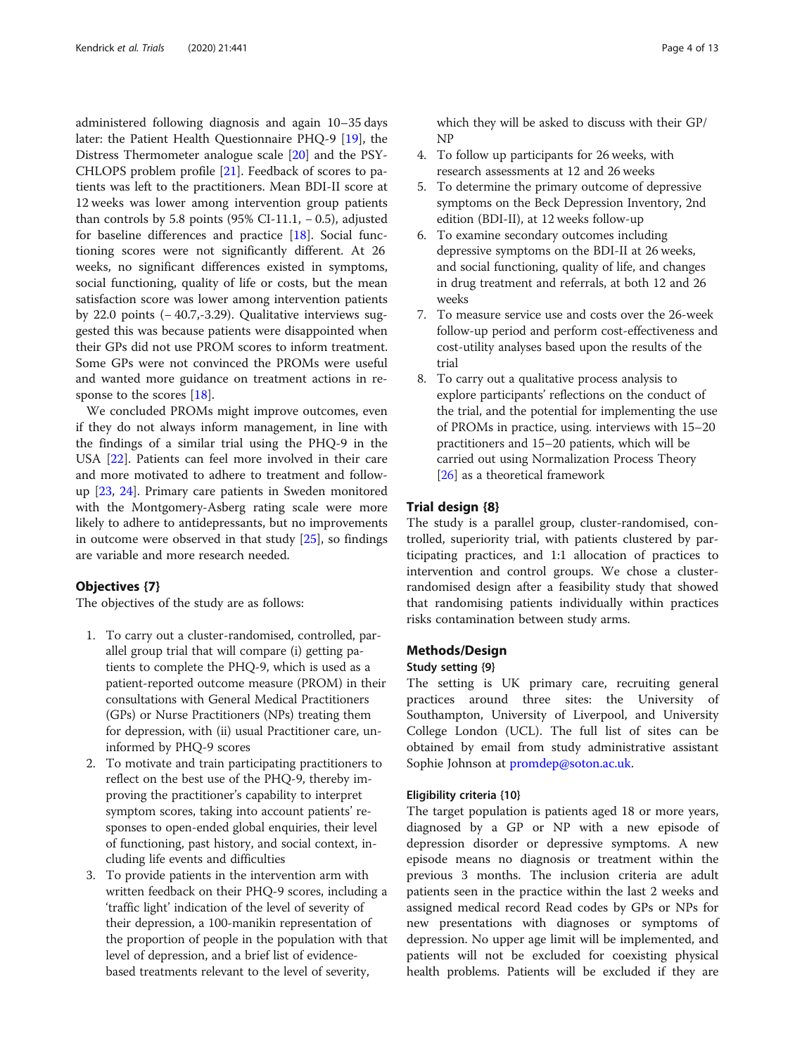administered following diagnosis and again 10–35 days later: the Patient Health Questionnaire PHQ-9 [19], the Distress Thermometer analogue scale [20] and the PSYCHLOPS problem profile [21]. Feedback of scores to patients was left to the practitioners. Mean BDI-II score at 12 weeks was lower among intervention group patients than controls by 5.8 points (95% CI-11.1, − 0.5), adjusted for baseline differences and practice [18]. Social functioning scores were not significantly different. At 26 weeks, no significant differences existed in symptoms, social functioning, quality of life or costs, but the mean satisfaction score was lower among intervention patients by 22.0 points (− 40.7,-3.29). Qualitative interviews suggested this was because patients were disappointed when their GPs did not use PROM scores to inform treatment. Some GPs were not convinced the PROMs were useful and wanted more guidance on treatment actions in response to the scores [18].

We concluded PROMs might improve outcomes, even if they do not always inform management, in line with the findings of a similar trial using the PHQ-9 in the USA [22]. Patients can feel more involved in their care and more motivated to adhere to treatment and follow-up [23, 24]. Primary care patients in Sweden monitored with the Montgomery-Asberg rating scale were more likely to adhere to antidepressants, but no improvements in outcome were observed in that study [25], so findings are variable and more research needed.

## Objectives {7}

The objectives of the study are as follows:

1. To carry out a cluster-randomised, controlled, parallel group trial that will compare (i) getting patients to complete the PHQ-9, which is used as a patient-reported outcome measure (PROM) in their consultations with General Medical Practitioners (GPs) or Nurse Practitioners (NPs) treating them for depression, with (ii) usual Practitioner care, uninformed by PHQ-9 scores
2. To motivate and train participating practitioners to reflect on the best use of the PHQ-9, thereby improving the practitioner's capability to interpret symptom scores, taking into account patients' responses to open-ended global enquiries, their level of functioning, past history, and social context, including life events and difficulties
3. To provide patients in the intervention arm with written feedback on their PHQ-9 scores, including a 'traffic light' indication of the level of severity of their depression, a 100-manikin representation of the proportion of people in the population with that level of depression, and a brief list of evidence-based treatments relevant to the level of severity, which they will be asked to discuss with their GP/NP
4. To follow up participants for 26 weeks, with research assessments at 12 and 26 weeks
5. To determine the primary outcome of depressive symptoms on the Beck Depression Inventory, 2nd edition (BDI-II), at 12 weeks follow-up
6. To examine secondary outcomes including depressive symptoms on the BDI-II at 26 weeks, and social functioning, quality of life, and changes in drug treatment and referrals, at both 12 and 26 weeks
7. To measure service use and costs over the 26-week follow-up period and perform cost-effectiveness and cost-utility analyses based upon the results of the trial
8. To carry out a qualitative process analysis to explore participants' reflections on the conduct of the trial, and the potential for implementing the use of PROMs in practice, using. interviews with 15–20 practitioners and 15–20 patients, which will be carried out using Normalization Process Theory [26] as a theoretical framework

## Trial design {8}

The study is a parallel group, cluster-randomised, controlled, superiority trial, with patients clustered by participating practices, and 1:1 allocation of practices to intervention and control groups. We chose a cluster-randomised design after a feasibility study that showed that randomising patients individually within practices risks contamination between study arms.

## Methods/Design

### Study setting {9}

The setting is UK primary care, recruiting general practices around three sites: the University of Southampton, University of Liverpool, and University College London (UCL). The full list of sites can be obtained by email from study administrative assistant Sophie Johnson at promdep@soton.ac.uk.

### Eligibility criteria {10}

The target population is patients aged 18 or more years, diagnosed by a GP or NP with a new episode of depression disorder or depressive symptoms. A new episode means no diagnosis or treatment within the previous 3 months. The inclusion criteria are adult patients seen in the practice within the last 2 weeks and assigned medical record Read codes by GPs or NPs for new presentations with diagnoses or symptoms of depression. No upper age limit will be implemented, and patients will not be excluded for coexisting physical health problems. Patients will be excluded if they are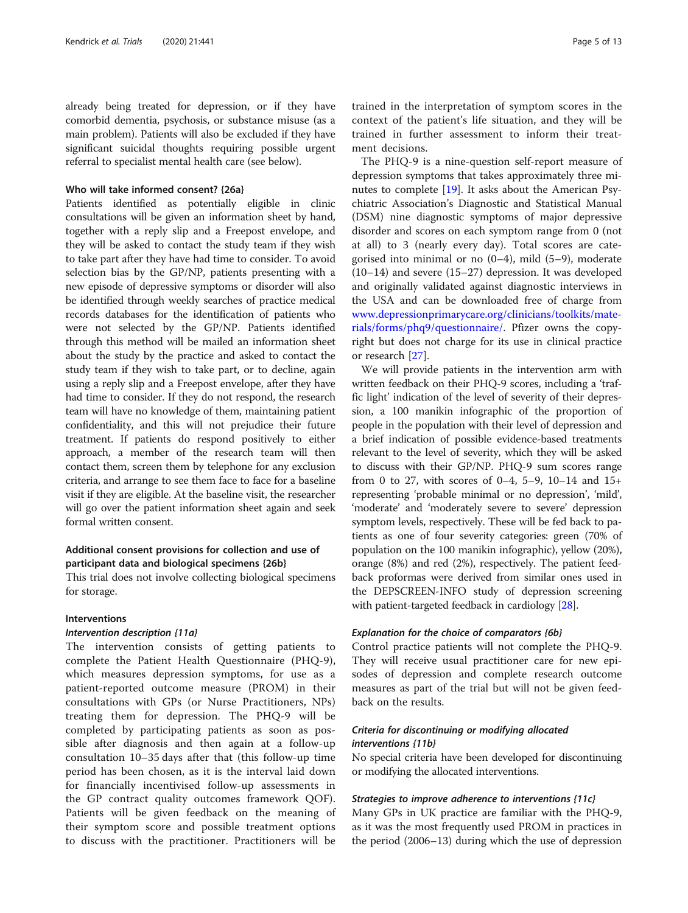already being treated for depression, or if they have comorbid dementia, psychosis, or substance misuse (as a main problem). Patients will also be excluded if they have significant suicidal thoughts requiring possible urgent referral to specialist mental health care (see below).

### Who will take informed consent? {26a}

Patients identified as potentially eligible in clinic consultations will be given an information sheet by hand, together with a reply slip and a Freepost envelope, and they will be asked to contact the study team if they wish to take part after they have had time to consider. To avoid selection bias by the GP/NP, patients presenting with a new episode of depressive symptoms or disorder will also be identified through weekly searches of practice medical records databases for the identification of patients who were not selected by the GP/NP. Patients identified through this method will be mailed an information sheet about the study by the practice and asked to contact the study team if they wish to take part, or to decline, again using a reply slip and a Freepost envelope, after they have had time to consider. If they do not respond, the research team will have no knowledge of them, maintaining patient confidentiality, and this will not prejudice their future treatment. If patients do respond positively to either approach, a member of the research team will then contact them, screen them by telephone for any exclusion criteria, and arrange to see them face to face for a baseline visit if they are eligible. At the baseline visit, the researcher will go over the patient information sheet again and seek formal written consent.

### Additional consent provisions for collection and use of participant data and biological specimens {26b}

This trial does not involve collecting biological specimens for storage.

### Interventions

#### *Intervention description {11a}*

The intervention consists of getting patients to complete the Patient Health Questionnaire (PHQ-9), which measures depression symptoms, for use as a patient-reported outcome measure (PROM) in their consultations with GPs (or Nurse Practitioners, NPs) treating them for depression. The PHQ-9 will be completed by participating patients as soon as possible after diagnosis and then again at a follow-up consultation 10–35 days after that (this follow-up time period has been chosen, as it is the interval laid down for financially incentivised follow-up assessments in the GP contract quality outcomes framework QOF). Patients will be given feedback on the meaning of their symptom score and possible treatment options to discuss with the practitioner. Practitioners will be trained in the interpretation of symptom scores in the context of the patient's life situation, and they will be trained in further assessment to inform their treatment decisions.

The PHQ-9 is a nine-question self-report measure of depression symptoms that takes approximately three minutes to complete [19]. It asks about the American Psychiatric Association's Diagnostic and Statistical Manual (DSM) nine diagnostic symptoms of major depressive disorder and scores on each symptom range from 0 (not at all) to 3 (nearly every day). Total scores are categorised into minimal or no (0–4), mild (5–9), moderate (10–14) and severe (15–27) depression. It was developed and originally validated against diagnostic interviews in the USA and can be downloaded free of charge from www.depressionprimarycare.org/clinicians/toolkits/materials/forms/phq9/questionnaire/. Pfizer owns the copyright but does not charge for its use in clinical practice or research [27].

We will provide patients in the intervention arm with written feedback on their PHQ-9 scores, including a 'traffic light' indication of the level of severity of their depression, a 100 manikin infographic of the proportion of people in the population with their level of depression and a brief indication of possible evidence-based treatments relevant to the level of severity, which they will be asked to discuss with their GP/NP. PHQ-9 sum scores range from 0 to 27, with scores of 0–4, 5–9, 10–14 and 15+ representing 'probable minimal or no depression', 'mild', 'moderate' and 'moderately severe to severe' depression symptom levels, respectively. These will be fed back to patients as one of four severity categories: green (70% of population on the 100 manikin infographic), yellow (20%), orange (8%) and red (2%), respectively. The patient feedback proformas were derived from similar ones used in the DEPSCREEN-INFO study of depression screening with patient-targeted feedback in cardiology [28].

#### *Explanation for the choice of comparators {6b}*

Control practice patients will not complete the PHQ-9. They will receive usual practitioner care for new episodes of depression and complete research outcome measures as part of the trial but will not be given feedback on the results.

#### *Criteria for discontinuing or modifying allocated interventions {11b}*

No special criteria have been developed for discontinuing or modifying the allocated interventions.

#### *Strategies to improve adherence to interventions {11c}*

Many GPs in UK practice are familiar with the PHQ-9, as it was the most frequently used PROM in practices in the period (2006–13) during which the use of depression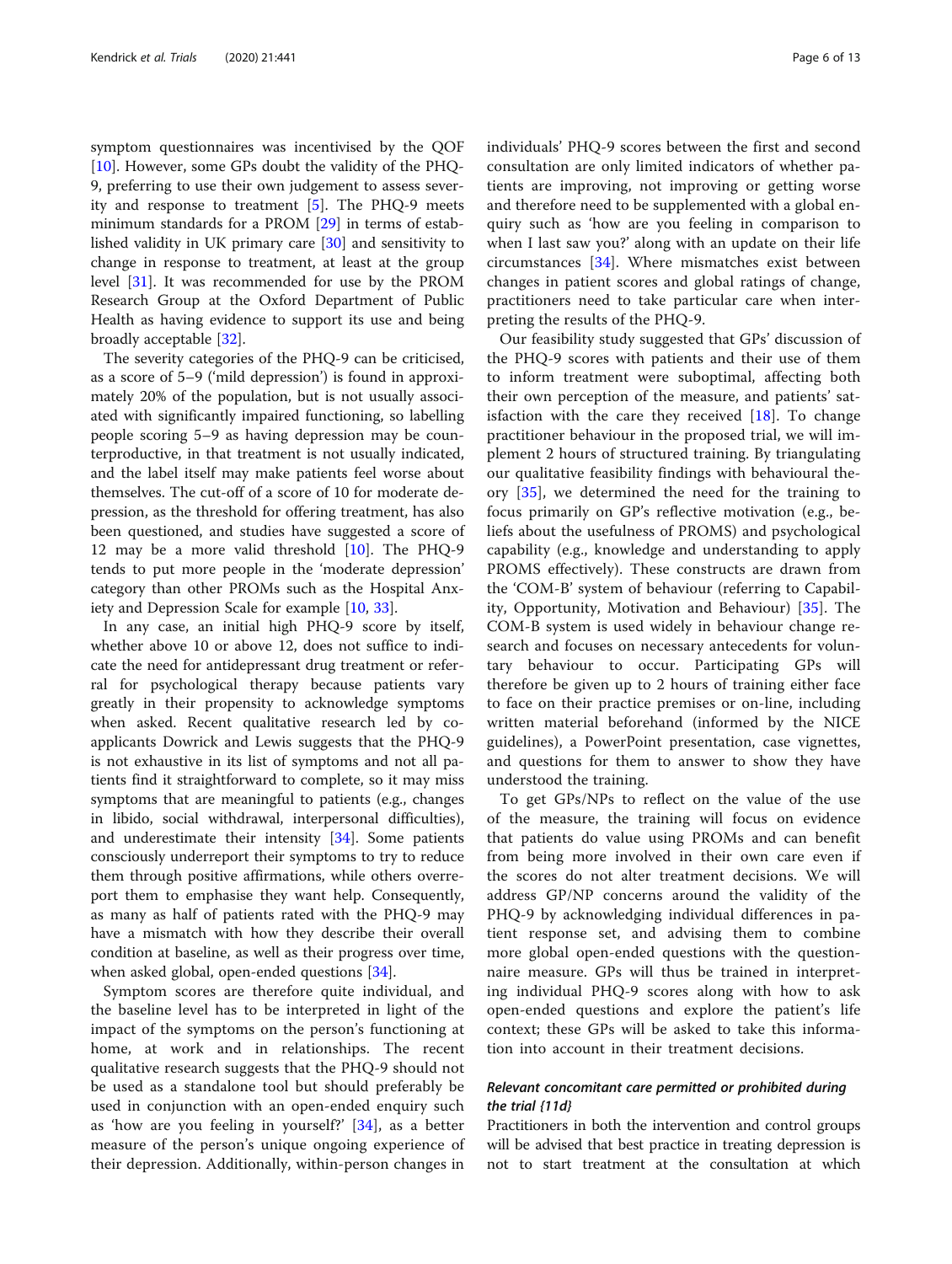symptom questionnaires was incentivised by the QOF [10]. However, some GPs doubt the validity of the PHQ-9, preferring to use their own judgement to assess severity and response to treatment [5]. The PHQ-9 meets minimum standards for a PROM [29] in terms of established validity in UK primary care [30] and sensitivity to change in response to treatment, at least at the group level [31]. It was recommended for use by the PROM Research Group at the Oxford Department of Public Health as having evidence to support its use and being broadly acceptable [32].

The severity categories of the PHQ-9 can be criticised, as a score of 5–9 ('mild depression') is found in approximately 20% of the population, but is not usually associated with significantly impaired functioning, so labelling people scoring 5–9 as having depression may be counterproductive, in that treatment is not usually indicated, and the label itself may make patients feel worse about themselves. The cut-off of a score of 10 for moderate depression, as the threshold for offering treatment, has also been questioned, and studies have suggested a score of 12 may be a more valid threshold [10]. The PHQ-9 tends to put more people in the 'moderate depression' category than other PROMs such as the Hospital Anxiety and Depression Scale for example [10, 33].

In any case, an initial high PHQ-9 score by itself, whether above 10 or above 12, does not suffice to indicate the need for antidepressant drug treatment or referral for psychological therapy because patients vary greatly in their propensity to acknowledge symptoms when asked. Recent qualitative research led by co-applicants Dowrick and Lewis suggests that the PHQ-9 is not exhaustive in its list of symptoms and not all patients find it straightforward to complete, so it may miss symptoms that are meaningful to patients (e.g., changes in libido, social withdrawal, interpersonal difficulties), and underestimate their intensity [34]. Some patients consciously underreport their symptoms to try to reduce them through positive affirmations, while others overreport them to emphasise they want help. Consequently, as many as half of patients rated with the PHQ-9 may have a mismatch with how they describe their overall condition at baseline, as well as their progress over time, when asked global, open-ended questions [34].

Symptom scores are therefore quite individual, and the baseline level has to be interpreted in light of the impact of the symptoms on the person's functioning at home, at work and in relationships. The recent qualitative research suggests that the PHQ-9 should not be used as a standalone tool but should preferably be used in conjunction with an open-ended enquiry such as 'how are you feeling in yourself?' [34], as a better measure of the person's unique ongoing experience of their depression. Additionally, within-person changes in individuals' PHQ-9 scores between the first and second consultation are only limited indicators of whether patients are improving, not improving or getting worse and therefore need to be supplemented with a global enquiry such as 'how are you feeling in comparison to when I last saw you?' along with an update on their life circumstances [34]. Where mismatches exist between changes in patient scores and global ratings of change, practitioners need to take particular care when interpreting the results of the PHQ-9.

Our feasibility study suggested that GPs' discussion of the PHQ-9 scores with patients and their use of them to inform treatment were suboptimal, affecting both their own perception of the measure, and patients' satisfaction with the care they received [18]. To change practitioner behaviour in the proposed trial, we will implement 2 hours of structured training. By triangulating our qualitative feasibility findings with behavioural theory [35], we determined the need for the training to focus primarily on GP's reflective motivation (e.g., beliefs about the usefulness of PROMS) and psychological capability (e.g., knowledge and understanding to apply PROMS effectively). These constructs are drawn from the 'COM-B' system of behaviour (referring to Capability, Opportunity, Motivation and Behaviour) [35]. The COM-B system is used widely in behaviour change research and focuses on necessary antecedents for voluntary behaviour to occur. Participating GPs will therefore be given up to 2 hours of training either face to face on their practice premises or on-line, including written material beforehand (informed by the NICE guidelines), a PowerPoint presentation, case vignettes, and questions for them to answer to show they have understood the training.

To get GPs/NPs to reflect on the value of the use of the measure, the training will focus on evidence that patients do value using PROMs and can benefit from being more involved in their own care even if the scores do not alter treatment decisions. We will address GP/NP concerns around the validity of the PHQ-9 by acknowledging individual differences in patient response set, and advising them to combine more global open-ended questions with the questionnaire measure. GPs will thus be trained in interpreting individual PHQ-9 scores along with how to ask open-ended questions and explore the patient's life context; these GPs will be asked to take this information into account in their treatment decisions.

### *Relevant concomitant care permitted or prohibited during the trial {11d}*

Practitioners in both the intervention and control groups will be advised that best practice in treating depression is not to start treatment at the consultation at which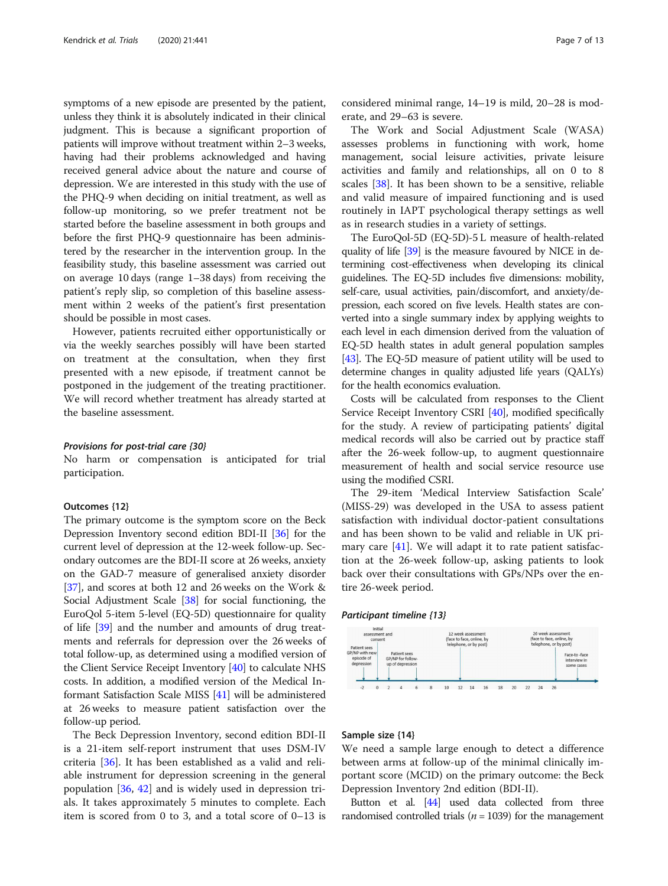symptoms of a new episode are presented by the patient, unless they think it is absolutely indicated in their clinical judgment. This is because a significant proportion of patients will improve without treatment within 2–3 weeks, having had their problems acknowledged and having received general advice about the nature and course of depression. We are interested in this study with the use of the PHQ-9 when deciding on initial treatment, as well as follow-up monitoring, so we prefer treatment not be started before the baseline assessment in both groups and before the first PHQ-9 questionnaire has been administered by the researcher in the intervention group. In the feasibility study, this baseline assessment was carried out on average 10 days (range 1–38 days) from receiving the patient's reply slip, so completion of this baseline assessment within 2 weeks of the patient's first presentation should be possible in most cases.

However, patients recruited either opportunistically or via the weekly searches possibly will have been started on treatment at the consultation, when they first presented with a new episode, if treatment cannot be postponed in the judgement of the treating practitioner. We will record whether treatment has already started at the baseline assessment.

#### *Provisions for post-trial care {30}*

No harm or compensation is anticipated for trial participation.

### Outcomes {12}

The primary outcome is the symptom score on the Beck Depression Inventory second edition BDI-II [36] for the current level of depression at the 12-week follow-up. Secondary outcomes are the BDI-II score at 26 weeks, anxiety on the GAD-7 measure of generalised anxiety disorder [37], and scores at both 12 and 26 weeks on the Work & Social Adjustment Scale [38] for social functioning, the EuroQol 5-item 5-level (EQ-5D) questionnaire for quality of life [39] and the number and amounts of drug treatments and referrals for depression over the 26 weeks of total follow-up, as determined using a modified version of the Client Service Receipt Inventory [40] to calculate NHS costs. In addition, a modified version of the Medical Informant Satisfaction Scale MISS [41] will be administered at 26 weeks to measure patient satisfaction over the follow-up period.

The Beck Depression Inventory, second edition BDI-II is a 21-item self-report instrument that uses DSM-IV criteria [36]. It has been established as a valid and reliable instrument for depression screening in the general population [36, 42] and is widely used in depression trials. It takes approximately 5 minutes to complete. Each item is scored from 0 to 3, and a total score of 0–13 is considered minimal range, 14–19 is mild, 20–28 is moderate, and 29–63 is severe.

The Work and Social Adjustment Scale (WASA) assesses problems in functioning with work, home management, social leisure activities, private leisure activities and family and relationships, all on 0 to 8 scales [38]. It has been shown to be a sensitive, reliable and valid measure of impaired functioning and is used routinely in IAPT psychological therapy settings as well as in research studies in a variety of settings.

The EuroQol-5D (EQ-5D)-5 L measure of health-related quality of life [39] is the measure favoured by NICE in determining cost-effectiveness when developing its clinical guidelines. The EQ-5D includes five dimensions: mobility, self-care, usual activities, pain/discomfort, and anxiety/depression, each scored on five levels. Health states are converted into a single summary index by applying weights to each level in each dimension derived from the valuation of EQ-5D health states in adult general population samples [43]. The EQ-5D measure of patient utility will be used to determine changes in quality adjusted life years (QALYs) for the health economics evaluation.

Costs will be calculated from responses to the Client Service Receipt Inventory CSRI [40], modified specifically for the study. A review of participating patients' digital medical records will also be carried out by practice staff after the 26-week follow-up, to augment questionnaire measurement of health and social service resource use using the modified CSRI.

The 29-item 'Medical Interview Satisfaction Scale' (MISS-29) was developed in the USA to assess patient satisfaction with individual doctor-patient consultations and has been shown to be valid and reliable in UK primary care [41]. We will adapt it to rate patient satisfaction at the 26-week follow-up, asking patients to look back over their consultations with GPs/NPs over the entire 26-week period.

#### *Participant timeline {13}*

Patient sees GP/NP with new episode of depression (−2) → Initial assessment and consent (0) → Patient sees GP/NP for follow-up of depression → 12 week assessment (face to face, online, by telephone, or by post) → 26 week assessment (face to face, online, by telephone, or by post) → Face-to-face interview in some cases

Timeline (weeks): -2, 0, 2, 4, 6, 8, 10, 12, 14, 16, 18, 20, 22, 24, 26

### Sample size {14}

We need a sample large enough to detect a difference between arms at follow-up of the minimal clinically important score (MCID) on the primary outcome: the Beck Depression Inventory 2nd edition (BDI-II).

Button et al. [44] used data collected from three randomised controlled trials ($n = 1039$) for the management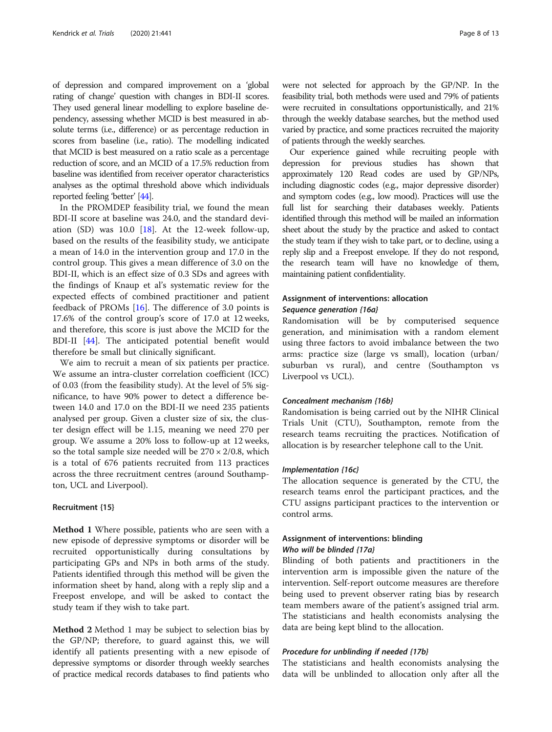of depression and compared improvement on a 'global rating of change' question with changes in BDI-II scores. They used general linear modelling to explore baseline dependency, assessing whether MCID is best measured in absolute terms (i.e., difference) or as percentage reduction in scores from baseline (i.e., ratio). The modelling indicated that MCID is best measured on a ratio scale as a percentage reduction of score, and an MCID of a 17.5% reduction from baseline was identified from receiver operator characteristics analyses as the optimal threshold above which individuals reported feeling 'better' [44].

In the PROMDEP feasibility trial, we found the mean BDI-II score at baseline was 24.0, and the standard deviation (SD) was 10.0 [18]. At the 12-week follow-up, based on the results of the feasibility study, we anticipate a mean of 14.0 in the intervention group and 17.0 in the control group. This gives a mean difference of 3.0 on the BDI-II, which is an effect size of 0.3 SDs and agrees with the findings of Knaup et al's systematic review for the expected effects of combined practitioner and patient feedback of PROMs [16]. The difference of 3.0 points is 17.6% of the control group's score of 17.0 at 12 weeks, and therefore, this score is just above the MCID for the BDI-II [44]. The anticipated potential benefit would therefore be small but clinically significant.

We aim to recruit a mean of six patients per practice. We assume an intra-cluster correlation coefficient (ICC) of 0.03 (from the feasibility study). At the level of 5% significance, to have 90% power to detect a difference between 14.0 and 17.0 on the BDI-II we need 235 patients analysed per group. Given a cluster size of six, the cluster design effect will be 1.15, meaning we need 270 per group. We assume a 20% loss to follow-up at 12 weeks, so the total sample size needed will be $270 \times 2/0.8$, which is a total of 676 patients recruited from 113 practices across the three recruitment centres (around Southampton, UCL and Liverpool).

### Recruitment {15}

**Method 1** Where possible, patients who are seen with a new episode of depressive symptoms or disorder will be recruited opportunistically during consultations by participating GPs and NPs in both arms of the study. Patients identified through this method will be given the information sheet by hand, along with a reply slip and a Freepost envelope, and will be asked to contact the study team if they wish to take part.

**Method 2** Method 1 may be subject to selection bias by the GP/NP; therefore, to guard against this, we will identify all patients presenting with a new episode of depressive symptoms or disorder through weekly searches of practice medical records databases to find patients who were not selected for approach by the GP/NP. In the feasibility trial, both methods were used and 79% of patients were recruited in consultations opportunistically, and 21% through the weekly database searches, but the method used varied by practice, and some practices recruited the majority of patients through the weekly searches.

Our experience gained while recruiting people with depression for previous studies has shown that approximately 120 Read codes are used by GP/NPs, including diagnostic codes (e.g., major depressive disorder) and symptom codes (e.g., low mood). Practices will use the full list for searching their databases weekly. Patients identified through this method will be mailed an information sheet about the study by the practice and asked to contact the study team if they wish to take part, or to decline, using a reply slip and a Freepost envelope. If they do not respond, the research team will have no knowledge of them, maintaining patient confidentiality.

### Assignment of interventions: allocation

#### *Sequence generation {16a}*

Randomisation will be by computerised sequence generation, and minimisation with a random element using three factors to avoid imbalance between the two arms: practice size (large vs small), location (urban/suburban vs rural), and centre (Southampton vs Liverpool vs UCL).

#### *Concealment mechanism {16b}*

Randomisation is being carried out by the NIHR Clinical Trials Unit (CTU), Southampton, remote from the research teams recruiting the practices. Notification of allocation is by researcher telephone call to the Unit.

#### *Implementation {16c}*

The allocation sequence is generated by the CTU, the research teams enrol the participant practices, and the CTU assigns participant practices to the intervention or control arms.

### Assignment of interventions: blinding

#### *Who will be blinded {17a}*

Blinding of both patients and practitioners in the intervention arm is impossible given the nature of the intervention. Self-report outcome measures are therefore being used to prevent observer rating bias by research team members aware of the patient's assigned trial arm. The statisticians and health economists analysing the data are being kept blind to the allocation.

#### *Procedure for unblinding if needed {17b}*

The statisticians and health economists analysing the data will be unblinded to allocation only after all the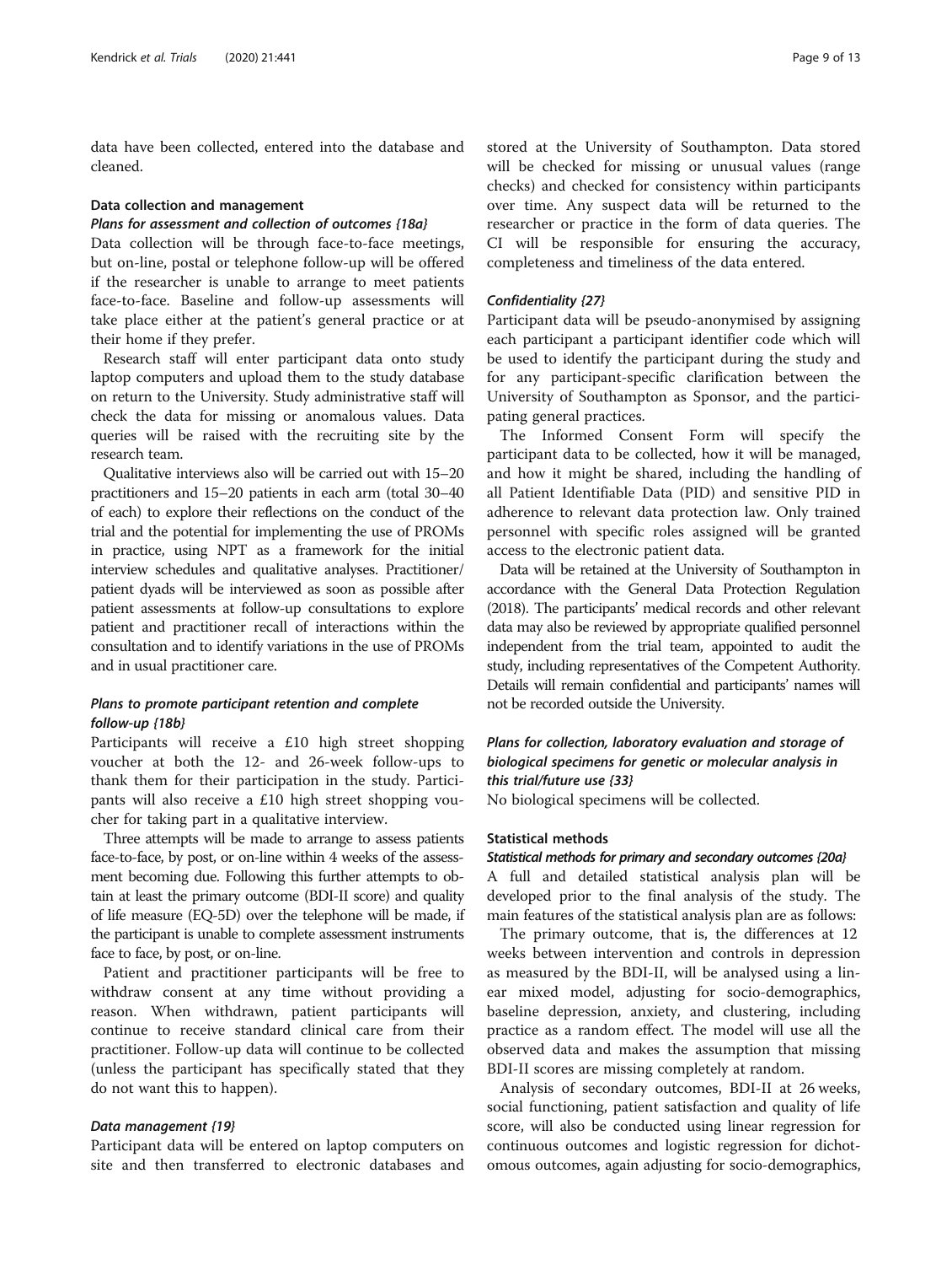data have been collected, entered into the database and cleaned.

### Data collection and management

#### *Plans for assessment and collection of outcomes {18a}*

Data collection will be through face-to-face meetings, but on-line, postal or telephone follow-up will be offered if the researcher is unable to arrange to meet patients face-to-face. Baseline and follow-up assessments will take place either at the patient's general practice or at their home if they prefer.

Research staff will enter participant data onto study laptop computers and upload them to the study database on return to the University. Study administrative staff will check the data for missing or anomalous values. Data queries will be raised with the recruiting site by the research team.

Qualitative interviews also will be carried out with 15–20 practitioners and 15–20 patients in each arm (total 30–40 of each) to explore their reflections on the conduct of the trial and the potential for implementing the use of PROMs in practice, using NPT as a framework for the initial interview schedules and qualitative analyses. Practitioner/patient dyads will be interviewed as soon as possible after patient assessments at follow-up consultations to explore patient and practitioner recall of interactions within the consultation and to identify variations in the use of PROMs and in usual practitioner care.

#### *Plans to promote participant retention and complete follow-up {18b}*

Participants will receive a £10 high street shopping voucher at both the 12- and 26-week follow-ups to thank them for their participation in the study. Participants will also receive a £10 high street shopping voucher for taking part in a qualitative interview.

Three attempts will be made to arrange to assess patients face-to-face, by post, or on-line within 4 weeks of the assessment becoming due. Following this further attempts to obtain at least the primary outcome (BDI-II score) and quality of life measure (EQ-5D) over the telephone will be made, if the participant is unable to complete assessment instruments face to face, by post, or on-line.

Patient and practitioner participants will be free to withdraw consent at any time without providing a reason. When withdrawn, patient participants will continue to receive standard clinical care from their practitioner. Follow-up data will continue to be collected (unless the participant has specifically stated that they do not want this to happen).

#### *Data management {19}*

Participant data will be entered on laptop computers on site and then transferred to electronic databases and stored at the University of Southampton. Data stored will be checked for missing or unusual values (range checks) and checked for consistency within participants over time. Any suspect data will be returned to the researcher or practice in the form of data queries. The CI will be responsible for ensuring the accuracy, completeness and timeliness of the data entered.

#### *Confidentiality {27}*

Participant data will be pseudo-anonymised by assigning each participant a participant identifier code which will be used to identify the participant during the study and for any participant-specific clarification between the University of Southampton as Sponsor, and the participating general practices.

The Informed Consent Form will specify the participant data to be collected, how it will be managed, and how it might be shared, including the handling of all Patient Identifiable Data (PID) and sensitive PID in adherence to relevant data protection law. Only trained personnel with specific roles assigned will be granted access to the electronic patient data.

Data will be retained at the University of Southampton in accordance with the General Data Protection Regulation (2018). The participants' medical records and other relevant data may also be reviewed by appropriate qualified personnel independent from the trial team, appointed to audit the study, including representatives of the Competent Authority. Details will remain confidential and participants' names will not be recorded outside the University.

#### *Plans for collection, laboratory evaluation and storage of biological specimens for genetic or molecular analysis in this trial/future use {33}*

No biological specimens will be collected.

### Statistical methods

#### *Statistical methods for primary and secondary outcomes {20a}*

A full and detailed statistical analysis plan will be developed prior to the final analysis of the study. The main features of the statistical analysis plan are as follows:

The primary outcome, that is, the differences at 12 weeks between intervention and controls in depression as measured by the BDI-II, will be analysed using a linear mixed model, adjusting for socio-demographics, baseline depression, anxiety, and clustering, including practice as a random effect. The model will use all the observed data and makes the assumption that missing BDI-II scores are missing completely at random.

Analysis of secondary outcomes, BDI-II at 26 weeks, social functioning, patient satisfaction and quality of life score, will also be conducted using linear regression for continuous outcomes and logistic regression for dichotomous outcomes, again adjusting for socio-demographics,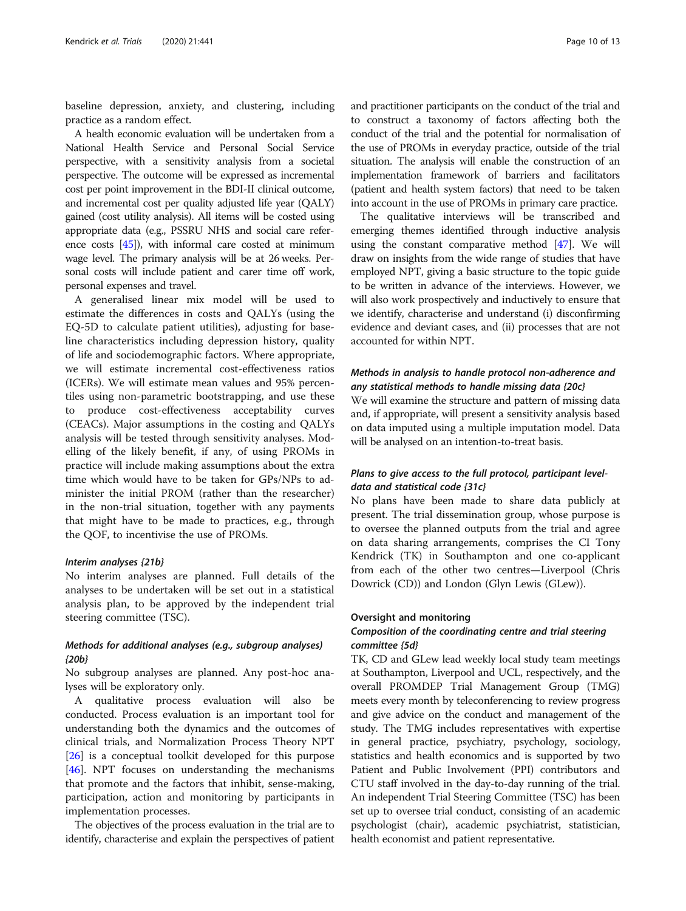baseline depression, anxiety, and clustering, including practice as a random effect.

A health economic evaluation will be undertaken from a National Health Service and Personal Social Service perspective, with a sensitivity analysis from a societal perspective. The outcome will be expressed as incremental cost per point improvement in the BDI-II clinical outcome, and incremental cost per quality adjusted life year (QALY) gained (cost utility analysis). All items will be costed using appropriate data (e.g., PSSRU NHS and social care reference costs [45]), with informal care costed at minimum wage level. The primary analysis will be at 26 weeks. Personal costs will include patient and carer time off work, personal expenses and travel.

A generalised linear mix model will be used to estimate the differences in costs and QALYs (using the EQ-5D to calculate patient utilities), adjusting for baseline characteristics including depression history, quality of life and sociodemographic factors. Where appropriate, we will estimate incremental cost-effectiveness ratios (ICERs). We will estimate mean values and 95% percentiles using non-parametric bootstrapping, and use these to produce cost-effectiveness acceptability curves (CEACs). Major assumptions in the costing and QALYs analysis will be tested through sensitivity analyses. Modelling of the likely benefit, if any, of using PROMs in practice will include making assumptions about the extra time which would have to be taken for GPs/NPs to administer the initial PROM (rather than the researcher) in the non-trial situation, together with any payments that might have to be made to practices, e.g., through the QOF, to incentivise the use of PROMs.

#### Interim analyses {21b}

No interim analyses are planned. Full details of the analyses to be undertaken will be set out in a statistical analysis plan, to be approved by the independent trial steering committee (TSC).

#### Methods for additional analyses (e.g., subgroup analyses) {20b}

No subgroup analyses are planned. Any post-hoc analyses will be exploratory only.

A qualitative process evaluation will also be conducted. Process evaluation is an important tool for understanding both the dynamics and the outcomes of clinical trials, and Normalization Process Theory NPT [26] is a conceptual toolkit developed for this purpose [46]. NPT focuses on understanding the mechanisms that promote and the factors that inhibit, sense-making, participation, action and monitoring by participants in implementation processes.

The objectives of the process evaluation in the trial are to identify, characterise and explain the perspectives of patient and practitioner participants on the conduct of the trial and to construct a taxonomy of factors affecting both the conduct of the trial and the potential for normalisation of the use of PROMs in everyday practice, outside of the trial situation. The analysis will enable the construction of an implementation framework of barriers and facilitators (patient and health system factors) that need to be taken into account in the use of PROMs in primary care practice.

The qualitative interviews will be transcribed and emerging themes identified through inductive analysis using the constant comparative method [47]. We will draw on insights from the wide range of studies that have employed NPT, giving a basic structure to the topic guide to be written in advance of the interviews. However, we will also work prospectively and inductively to ensure that we identify, characterise and understand (i) disconfirming evidence and deviant cases, and (ii) processes that are not accounted for within NPT.

#### Methods in analysis to handle protocol non-adherence and any statistical methods to handle missing data {20c}

We will examine the structure and pattern of missing data and, if appropriate, will present a sensitivity analysis based on data imputed using a multiple imputation model. Data will be analysed on an intention-to-treat basis.

#### Plans to give access to the full protocol, participant level-data and statistical code {31c}

No plans have been made to share data publicly at present. The trial dissemination group, whose purpose is to oversee the planned outputs from the trial and agree on data sharing arrangements, comprises the CI Tony Kendrick (TK) in Southampton and one co-applicant from each of the other two centres—Liverpool (Chris Dowrick (CD)) and London (Glyn Lewis (GLew)).

### Oversight and monitoring

#### Composition of the coordinating centre and trial steering committee {5d}

TK, CD and GLew lead weekly local study team meetings at Southampton, Liverpool and UCL, respectively, and the overall PROMDEP Trial Management Group (TMG) meets every month by teleconferencing to review progress and give advice on the conduct and management of the study. The TMG includes representatives with expertise in general practice, psychiatry, psychology, sociology, statistics and health economics and is supported by two Patient and Public Involvement (PPI) contributors and CTU staff involved in the day-to-day running of the trial. An independent Trial Steering Committee (TSC) has been set up to oversee trial conduct, consisting of an academic psychologist (chair), academic psychiatrist, statistician, health economist and patient representative.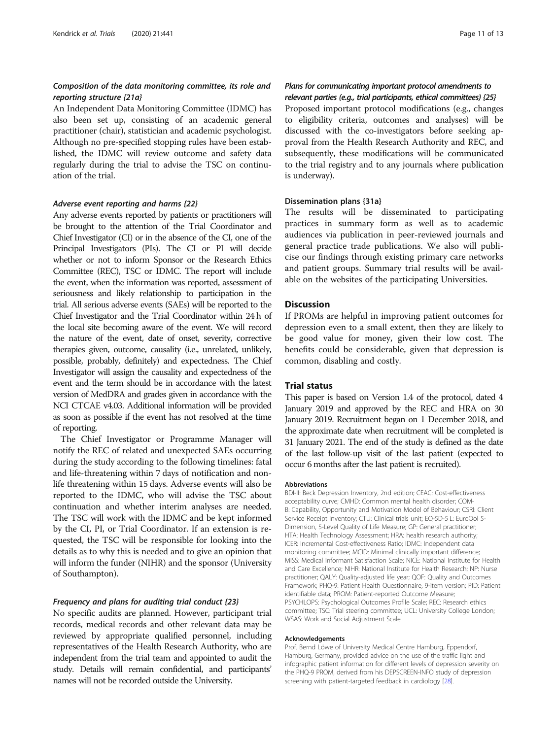### *Composition of the data monitoring committee, its role and reporting structure {21a}*

An Independent Data Monitoring Committee (IDMC) has also been set up, consisting of an academic general practitioner (chair), statistician and academic psychologist. Although no pre-specified stopping rules have been established, the IDMC will review outcome and safety data regularly during the trial to advise the TSC on continuation of the trial.

### *Adverse event reporting and harms {22}*

Any adverse events reported by patients or practitioners will be brought to the attention of the Trial Coordinator and Chief Investigator (CI) or in the absence of the CI, one of the Principal Investigators (PIs). The CI or PI will decide whether or not to inform Sponsor or the Research Ethics Committee (REC), TSC or IDMC. The report will include the event, when the information was reported, assessment of seriousness and likely relationship to participation in the trial. All serious adverse events (SAEs) will be reported to the Chief Investigator and the Trial Coordinator within 24 h of the local site becoming aware of the event. We will record the nature of the event, date of onset, severity, corrective therapies given, outcome, causality (i.e., unrelated, unlikely, possible, probably, definitely) and expectedness. The Chief Investigator will assign the causality and expectedness of the event and the term should be in accordance with the latest version of MedDRA and grades given in accordance with the NCI CTCAE v4.03. Additional information will be provided as soon as possible if the event has not resolved at the time of reporting.

The Chief Investigator or Programme Manager will notify the REC of related and unexpected SAEs occurring during the study according to the following timelines: fatal and life-threatening within 7 days of notification and non-life threatening within 15 days. Adverse events will also be reported to the IDMC, who will advise the TSC about continuation and whether interim analyses are needed. The TSC will work with the IDMC and be kept informed by the CI, PI, or Trial Coordinator. If an extension is requested, the TSC will be responsible for looking into the details as to why this is needed and to give an opinion that will inform the funder (NIHR) and the sponsor (University of Southampton).

### *Frequency and plans for auditing trial conduct {23}*

No specific audits are planned. However, participant trial records, medical records and other relevant data may be reviewed by appropriate qualified personnel, including representatives of the Health Research Authority, who are independent from the trial team and appointed to audit the study. Details will remain confidential, and participants' names will not be recorded outside the University.

### *Plans for communicating important protocol amendments to relevant parties (e.g., trial participants, ethical committees) {25}*

Proposed important protocol modifications (e.g., changes to eligibility criteria, outcomes and analyses) will be discussed with the co-investigators before seeking approval from the Health Research Authority and REC, and subsequently, these modifications will be communicated to the trial registry and to any journals where publication is underway).

### Dissemination plans {31a}

The results will be disseminated to participating practices in summary form as well as to academic audiences via publication in peer-reviewed journals and general practice trade publications. We also will publicise our findings through existing primary care networks and patient groups. Summary trial results will be available on the websites of the participating Universities.

## Discussion

If PROMs are helpful in improving patient outcomes for depression even to a small extent, then they are likely to be good value for money, given their low cost. The benefits could be considerable, given that depression is common, disabling and costly.

## Trial status

This paper is based on Version 1.4 of the protocol, dated 4 January 2019 and approved by the REC and HRA on 30 January 2019. Recruitment began on 1 December 2018, and the approximate date when recruitment will be completed is 31 January 2021. The end of the study is defined as the date of the last follow-up visit of the last patient (expected to occur 6 months after the last patient is recruited).

#### Abbreviations

BDI-II: Beck Depression Inventory, 2nd edition; CEAC: Cost-effectiveness acceptability curve; CMHD: Common mental health disorder; COM-B: Capability, Opportunity and Motivation Model of Behaviour; CSRI: Client Service Receipt Inventory; CTU: Clinical trials unit; EQ-5D-5 L: EuroQol 5-Dimension, 5-Level Quality of Life Measure; GP: General practitioner; HTA: Health Technology Assessment; HRA: health research authority; ICER: Incremental Cost-effectiveness Ratio; IDMC: Independent data monitoring committee; MCID: Minimal clinically important difference; MISS: Medical Informant Satisfaction Scale; NICE: National Institute for Health and Care Excellence; NIHR: National Institute for Health Research; NP: Nurse practitioner; QALY: Quality-adjusted life year; QOF: Quality and Outcomes Framework; PHQ-9: Patient Health Questionnaire, 9-item version; PID: Patient identifiable data; PROM: Patient-reported Outcome Measure; PSYCHLOPS: Psychological Outcomes Profile Scale; REC: Research ethics committee; TSC: Trial steering committee; UCL: University College London; WSAS: Work and Social Adjustment Scale

#### Acknowledgements

Prof. Bernd Löwe of University Medical Centre Hamburg, Eppendorf, Hamburg, Germany, provided advice on the use of the traffic light and infographic patient information for different levels of depression severity on the PHQ-9 PROM, derived from his DEPSCREEN-INFO study of depression screening with patient-targeted feedback in cardiology [28].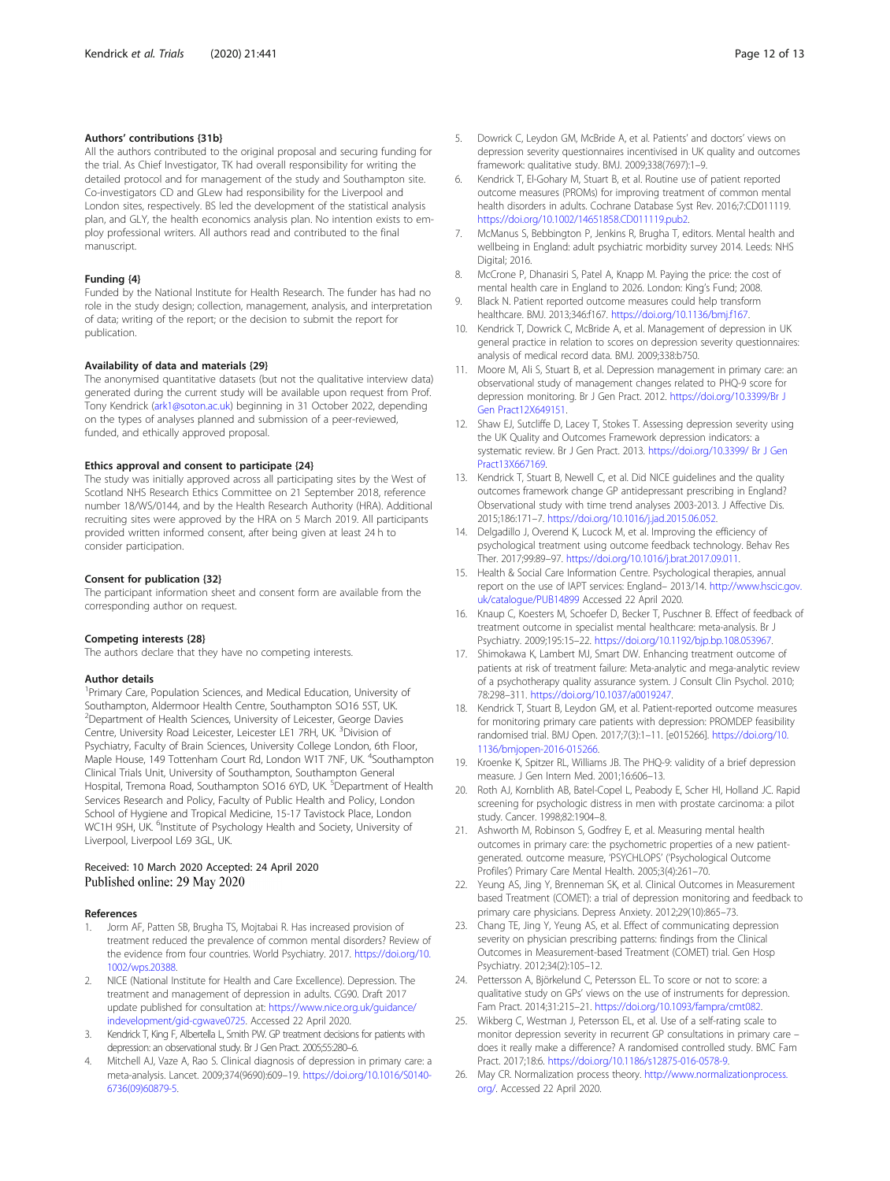### Authors' contributions {31b}

All the authors contributed to the original proposal and securing funding for the trial. As Chief Investigator, TK had overall responsibility for writing the detailed protocol and for management of the study and Southampton site. Co-investigators CD and GLew had responsibility for the Liverpool and London sites, respectively. BS led the development of the statistical analysis plan, and GLY, the health economics analysis plan. No intention exists to employ professional writers. All authors read and contributed to the final manuscript.

### Funding {4}

Funded by the National Institute for Health Research. The funder has had no role in the study design; collection, management, analysis, and interpretation of data; writing of the report; or the decision to submit the report for publication.

### Availability of data and materials {29}

The anonymised quantitative datasets (but not the qualitative interview data) generated during the current study will be available upon request from Prof. Tony Kendrick (ark1@soton.ac.uk) beginning in 31 October 2022, depending on the types of analyses planned and submission of a peer-reviewed, funded, and ethically approved proposal.

### Ethics approval and consent to participate {24}

The study was initially approved across all participating sites by the West of Scotland NHS Research Ethics Committee on 21 September 2018, reference number 18/WS/0144, and by the Health Research Authority (HRA). Additional recruiting sites were approved by the HRA on 5 March 2019. All participants provided written informed consent, after being given at least 24 h to consider participation.

### Consent for publication {32}

The participant information sheet and consent form are available from the corresponding author on request.

### Competing interests {28}

The authors declare that they have no competing interests.

### Author details

[1]Primary Care, Population Sciences, and Medical Education, University of Southampton, Aldermoor Health Centre, Southampton SO16 5ST, UK. [2]Department of Health Sciences, University of Leicester, George Davies Centre, University Road Leicester, Leicester LE1 7RH, UK. [3]Division of Psychiatry, Faculty of Brain Sciences, University College London, 6th Floor, Maple House, 149 Tottenham Court Rd, London W1T 7NF, UK. [4]Southampton Clinical Trials Unit, University of Southampton, Southampton General Hospital, Tremona Road, Southampton SO16 6YD, UK. [5]Department of Health Services Research and Policy, Faculty of Public Health and Policy, London School of Hygiene and Tropical Medicine, 15-17 Tavistock Place, London WC1H 9SH, UK. [6]Institute of Psychology Health and Society, University of Liverpool, Liverpool L69 3GL, UK.

Received: 10 March 2020 Accepted: 24 April 2020
Published online: 29 May 2020

### References

1. Jorm AF, Patten SB, Brugha TS, Mojtabai R. Has increased provision of treatment reduced the prevalence of common mental disorders? Review of the evidence from four countries. World Psychiatry. 2017. https://doi.org/10.1002/wps.20388.
2. NICE (National Institute for Health and Care Excellence). Depression. The treatment and management of depression in adults. CG90. Draft 2017 update published for consultation at: https://www.nice.org.uk/guidance/indevelopment/gid-cgwave0725. Accessed 22 April 2020.
3. Kendrick T, King F, Albertella L, Smith PW. GP treatment decisions for patients with depression: an observational study. Br J Gen Pract. 2005;55:280–6.
4. Mitchell AJ, Vaze A, Rao S. Clinical diagnosis of depression in primary care: a meta-analysis. Lancet. 2009;374(9690):609–19. https://doi.org/10.1016/S0140-6736(09)60879-5.
5. Dowrick C, Leydon GM, McBride A, et al. Patients' and doctors' views on depression severity questionnaires incentivised in UK quality and outcomes framework: qualitative study. BMJ. 2009;338(7697):1–9.
6. Kendrick T, El-Gohary M, Stuart B, et al. Routine use of patient reported outcome measures (PROMs) for improving treatment of common mental health disorders in adults. Cochrane Database Syst Rev. 2016;7:CD011119. https://doi.org/10.1002/14651858.CD011119.pub2.
7. McManus S, Bebbington P, Jenkins R, Brugha T, editors. Mental health and wellbeing in England: adult psychiatric morbidity survey 2014. Leeds: NHS Digital; 2016.
8. McCrone P, Dhanasiri S, Patel A, Knapp M. Paying the price: the cost of mental health care in England to 2026. London: King's Fund; 2008.
9. Black N. Patient reported outcome measures could help transform healthcare. BMJ. 2013;346:f167. https://doi.org/10.1136/bmj.f167.
10. Kendrick T, Dowrick C, McBride A, et al. Management of depression in UK general practice in relation to scores on depression severity questionnaires: analysis of medical record data. BMJ. 2009;338:b750.
11. Moore M, Ali S, Stuart B, et al. Depression management in primary care: an observational study of management changes related to PHQ-9 score for depression monitoring. Br J Gen Pract. 2012. https://doi.org/10.3399/Br J Gen Pract12X649151.
12. Shaw EJ, Sutcliffe D, Lacey T, Stokes T. Assessing depression severity using the UK Quality and Outcomes Framework depression indicators: a systematic review. Br J Gen Pract. 2013. https://doi.org/10.3399/ Br J Gen Pract13X667169.
13. Kendrick T, Stuart B, Newell C, et al. Did NICE guidelines and the quality outcomes framework change GP antidepressant prescribing in England? Observational study with time trend analyses 2003-2013. J Affective Dis. 2015;186:171–7. https://doi.org/10.1016/j.jad.2015.06.052.
14. Delgadillo J, Overend K, Lucock M, et al. Improving the efficiency of psychological treatment using outcome feedback technology. Behav Res Ther. 2017;99:89–97. https://doi.org/10.1016/j.brat.2017.09.011.
15. Health & Social Care Information Centre. Psychological therapies, annual report on the use of IAPT services: England– 2013/14. http://www.hscic.gov.uk/catalogue/PUB14899 Accessed 22 April 2020.
16. Knaup C, Koesters M, Schoefer D, Becker T, Puschner B. Effect of feedback of treatment outcome in specialist mental healthcare: meta-analysis. Br J Psychiatry. 2009;195:15–22. https://doi.org/10.1192/bjp.bp.108.053967.
17. Shimokawa K, Lambert MJ, Smart DW. Enhancing treatment outcome of patients at risk of treatment failure: Meta-analytic and mega-analytic review of a psychotherapy quality assurance system. J Consult Clin Psychol. 2010; 78:298–311. https://doi.org/10.1037/a0019247.
18. Kendrick T, Stuart B, Leydon GM, et al. Patient-reported outcome measures for monitoring primary care patients with depression: PROMDEP feasibility randomised trial. BMJ Open. 2017;7(3):1–11. [e015266]. https://doi.org/10.1136/bmjopen-2016-015266.
19. Kroenke K, Spitzer RL, Williams JB. The PHQ-9: validity of a brief depression measure. J Gen Intern Med. 2001;16:606–13.
20. Roth AJ, Kornblith AB, Batel-Copel L, Peabody E, Scher HI, Holland JC. Rapid screening for psychologic distress in men with prostate carcinoma: a pilot study. Cancer. 1998;82:1904–8.
21. Ashworth M, Robinson S, Godfrey E, et al. Measuring mental health outcomes in primary care: the psychometric properties of a new patient-generated. outcome measure, 'PSYCHLOPS' ('Psychological Outcome Profiles') Primary Care Mental Health. 2005;3(4):261–70.
22. Yeung AS, Jing Y, Brenneman SK, et al. Clinical Outcomes in Measurement based Treatment (COMET): a trial of depression monitoring and feedback to primary care physicians. Depress Anxiety. 2012;29(10):865–73.
23. Chang TE, Jing Y, Yeung AS, et al. Effect of communicating depression severity on physician prescribing patterns: findings from the Clinical Outcomes in Measurement-based Treatment (COMET) trial. Gen Hosp Psychiatry. 2012;34(2):105–12.
24. Pettersson A, Björkelund C, Petersson EL. To score or not to score: a qualitative study on GPs' views on the use of instruments for depression. Fam Pract. 2014;31:215–21. https://doi.org/10.1093/fampra/cmt082.
25. Wikberg C, Westman J, Petersson EL, et al. Use of a self-rating scale to monitor depression severity in recurrent GP consultations in primary care – does it really make a difference? A randomised controlled study. BMC Fam Pract. 2017;18:6. https://doi.org/10.1186/s12875-016-0578-9.
26. May CR. Normalization process theory. http://www.normalizationprocess.org/. Accessed 22 April 2020.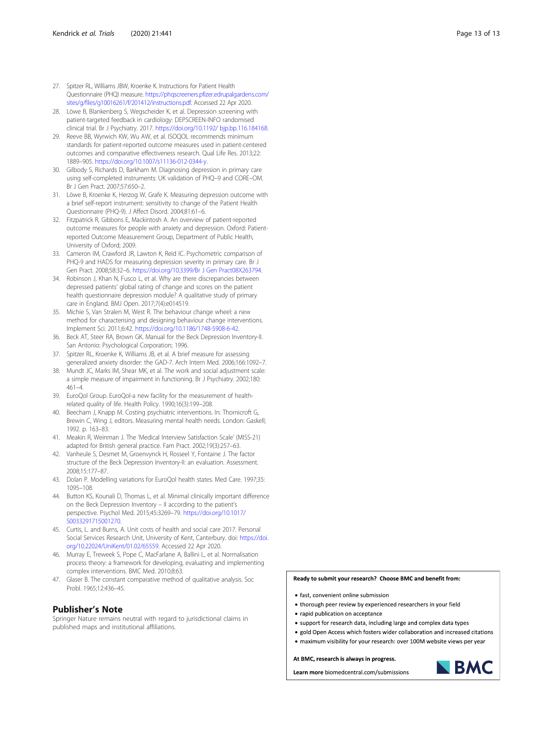27. Spitzer RL, Williams JBW, Kroenke K. Instructions for Patient Health Questionnaire (PHQ) measure. https://phqscreeners.pfizer.edrupalgardens.com/sites/g/files/g10016261/f/201412/instructions.pdf. Accessed 22 Apr 2020.
28. Löwe B, Blankenberg S, Wegscheider K, et al. Depression screening with patient-targeted feedback in cardiology: DEPSCREEN-INFO randomised clinical trial. Br J Psychiatry. 2017. https://doi.org/10.1192/ bjp.bp.116.184168.
29. Reeve BB, Wyrwich KW, Wu AW, et al. ISOQOL recommends minimum standards for patient-reported outcome measures used in patient-centered outcomes and comparative effectiveness research. Qual Life Res. 2013;22: 1889–905. https://doi.org/10.1007/s11136-012-0344-y.
30. Gilbody S, Richards D, Barkham M. Diagnosing depression in primary care using self-completed instruments: UK validation of PHQ–9 and CORE–OM. Br J Gen Pract. 2007;57:650–2.
31. Löwe B, Kroenke K, Herzog W, Grafe K. Measuring depression outcome with a brief self-report instrument: sensitivity to change of the Patient Health Questionnaire (PHQ-9). J Affect Disord. 2004;81:61–6.
32. Fitzpatrick R, Gibbons E, Mackintosh A. An overview of patient-reported outcome measures for people with anxiety and depression. Oxford: Patient-reported Outcome Measurement Group, Department of Public Health, University of Oxford; 2009.
33. Cameron IM, Crawford JR, Lawton K, Reid IC. Psychometric comparison of PHQ-9 and HADS for measuring depression severity in primary care. Br J Gen Pract. 2008;58:32–6. https://doi.org/10.3399/Br J Gen Pract08X263794.
34. Robinson J, Khan N, Fusco L, et al. Why are there discrepancies between depressed patients' global rating of change and scores on the patient health questionnaire depression module? A qualitative study of primary care in England. BMJ Open. 2017;7(4):e014519.
35. Michie S, Van Stralen M, West R. The behaviour change wheel: a new method for characterising and designing behaviour change interventions. Implement Sci. 2011;6:42. https://doi.org/10.1186/1748-5908-6-42.
36. Beck AT, Steer RA, Brown GK. Manual for the Beck Depression Inventory-II. San Antonio: Psychological Corporation; 1996.
37. Spitzer RL, Kroenke K, Williams JB, et al. A brief measure for assessing generalized anxiety disorder: the GAD-7. Arch Intern Med. 2006;166:1092–7.
38. Mundt JC, Marks IM, Shear MK, et al. The work and social adjustment scale: a simple measure of impairment in functioning. Br J Psychiatry. 2002;180: 461–4.
39. EuroQol Group. EuroQol-a new facility for the measurement of health-related quality of life. Health Policy. 1990;16(3):199–208.
40. Beecham J, Knapp M. Costing psychiatric interventions. In: Thornicroft G, Brewin C, Wing J, editors. Measuring mental health needs. London: Gaskell; 1992. p. 163–83.
41. Meakin R, Weinman J. The 'Medical Interview Satisfaction Scale' (MISS-21) adapted for British general practice. Fam Pract. 2002;19(3):257–63.
42. Vanheule S, Desmet M, Groenvynck H, Rosseel Y, Fontaine J. The factor structure of the Beck Depression Inventory-II: an evaluation. Assessment. 2008;15:177–87.
43. Dolan P. Modelling variations for EuroQol health states. Med Care. 1997;35: 1095–108.
44. Button KS, Kounali D, Thomas L, et al. Minimal clinically important difference on the Beck Depression Inventory – II according to the patient's perspective. Psychol Med. 2015;45:3269–79. https://doi.org/10.1017/S0033291715001270.
45. Curtis, L. and Burns, A. Unit costs of health and social care 2017. Personal Social Services Research Unit, University of Kent, Canterbury. doi: https://doi.org/10.22024/UniKent/01.02/65559. Accessed 22 Apr 2020.
46. Murray E, Treweek S, Pope C, MacFarlane A, Ballini L, et al. Normalisation process theory: a framework for developing, evaluating and implementing complex interventions. BMC Med. 2010;8:63.
47. Glaser B. The constant comparative method of qualitative analysis. Soc Probl. 1965;12:436–45.

## Publisher's Note

Springer Nature remains neutral with regard to jurisdictional claims in published maps and institutional affiliations.

**Ready to submit your research? Choose BMC and benefit from:**

- fast, convenient online submission
- thorough peer review by experienced researchers in your field
- rapid publication on acceptance
- support for research data, including large and complex data types
- gold Open Access which fosters wider collaboration and increased citations
- maximum visibility for your research: over 100M website views per year

**At BMC, research is always in progress.**

**Learn more** biomedcentral.com/submissions

BMC